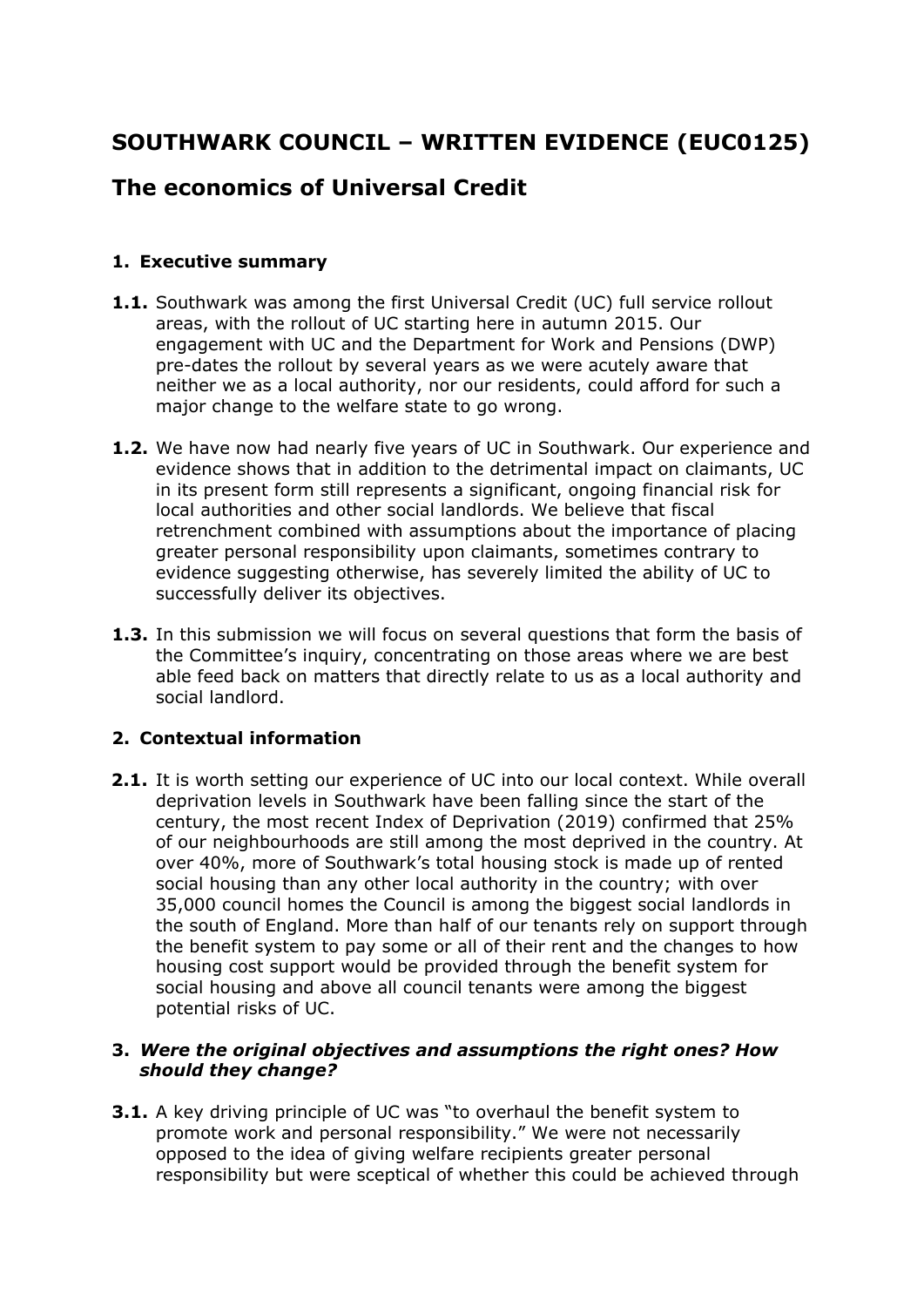# SOUTHWARK COUNCIL – WRITTEN EVIDENCE (EUC0125)

## The economics of Universal Credit

### 1. Executive summary

**1.1.** Southwark was among the first Universal Credit (UC) full service rollout areas, with the rollout of UC starting here in autumn 2015. Our engagement with UC and the Department for Work and Pensions (DWP) pre-dates the rollout by several years as we were acutely aware that neither we as a local authority, nor our residents, could afford for such a major change to the welfare state to go wrong.

**1.2.** We have now had nearly five years of UC in Southwark. Our experience and evidence shows that in addition to the detrimental impact on claimants, UC in its present form still represents a significant, ongoing financial risk for local authorities and other social landlords. We believe that fiscal retrenchment combined with assumptions about the importance of placing greater personal responsibility upon claimants, sometimes contrary to evidence suggesting otherwise, has severely limited the ability of UC to successfully deliver its objectives.

**1.3.** In this submission we will focus on several questions that form the basis of the Committee's inquiry, concentrating on those areas where we are best able feed back on matters that directly relate to us as a local authority and social landlord.

### 2. Contextual information

**2.1.** It is worth setting our experience of UC into our local context. While overall deprivation levels in Southwark have been falling since the start of the century, the most recent Index of Deprivation (2019) confirmed that 25% of our neighbourhoods are still among the most deprived in the country. At over 40%, more of Southwark's total housing stock is made up of rented social housing than any other local authority in the country; with over 35,000 council homes the Council is among the biggest social landlords in the south of England. More than half of our tenants rely on support through the benefit system to pay some or all of their rent and the changes to how housing cost support would be provided through the benefit system for social housing and above all council tenants were among the biggest potential risks of UC.

### 3. *Were the original objectives and assumptions the right ones? How should they change?*

**3.1.** A key driving principle of UC was "to overhaul the benefit system to promote work and personal responsibility." We were not necessarily opposed to the idea of giving welfare recipients greater personal responsibility but were sceptical of whether this could be achieved through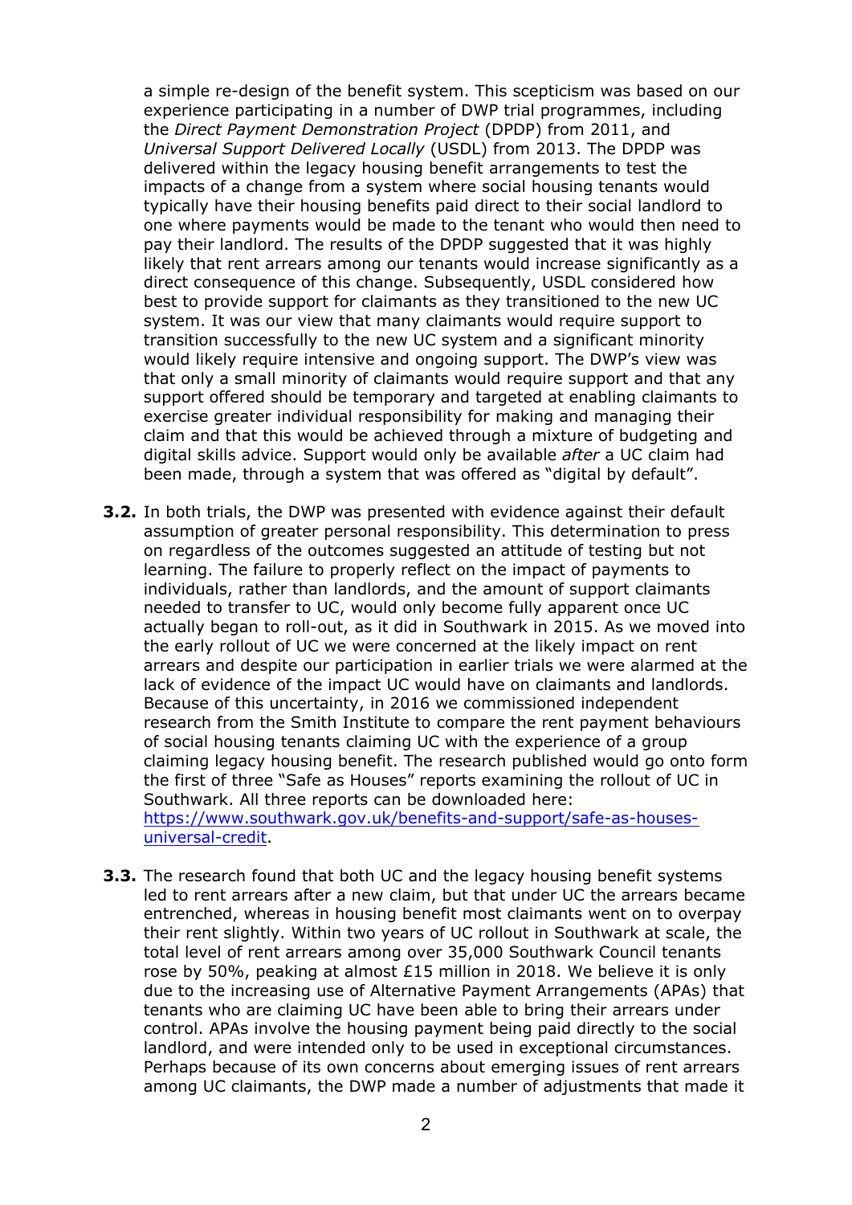a simple re-design of the benefit system. This scepticism was based on our experience participating in a number of DWP trial programmes, including the *Direct Payment Demonstration Project* (DPDP) from 2011, and *Universal Support Delivered Locally* (USDL) from 2013. The DPDP was delivered within the legacy housing benefit arrangements to test the impacts of a change from a system where social housing tenants would typically have their housing benefits paid direct to their social landlord to one where payments would be made to the tenant who would then need to pay their landlord. The results of the DPDP suggested that it was highly likely that rent arrears among our tenants would increase significantly as a direct consequence of this change. Subsequently, USDL considered how best to provide support for claimants as they transitioned to the new UC system. It was our view that many claimants would require support to transition successfully to the new UC system and a significant minority would likely require intensive and ongoing support. The DWP's view was that only a small minority of claimants would require support and that any support offered should be temporary and targeted at enabling claimants to exercise greater individual responsibility for making and managing their claim and that this would be achieved through a mixture of budgeting and digital skills advice. Support would only be available *after* a UC claim had been made, through a system that was offered as "digital by default".

**3.2.** In both trials, the DWP was presented with evidence against their default assumption of greater personal responsibility. This determination to press on regardless of the outcomes suggested an attitude of testing but not learning. The failure to properly reflect on the impact of payments to individuals, rather than landlords, and the amount of support claimants needed to transfer to UC, would only become fully apparent once UC actually began to roll-out, as it did in Southwark in 2015. As we moved into the early rollout of UC we were concerned at the likely impact on rent arrears and despite our participation in earlier trials we were alarmed at the lack of evidence of the impact UC would have on claimants and landlords. Because of this uncertainty, in 2016 we commissioned independent research from the Smith Institute to compare the rent payment behaviours of social housing tenants claiming UC with the experience of a group claiming legacy housing benefit. The research published would go onto form the first of three "Safe as Houses" reports examining the rollout of UC in Southwark. All three reports can be downloaded here: https://www.southwark.gov.uk/benefits-and-support/safe-as-houses-universal-credit.

**3.3.** The research found that both UC and the legacy housing benefit systems led to rent arrears after a new claim, but that under UC the arrears became entrenched, whereas in housing benefit most claimants went on to overpay their rent slightly. Within two years of UC rollout in Southwark at scale, the total level of rent arrears among over 35,000 Southwark Council tenants rose by 50%, peaking at almost £15 million in 2018. We believe it is only due to the increasing use of Alternative Payment Arrangements (APAs) that tenants who are claiming UC have been able to bring their arrears under control. APAs involve the housing payment being paid directly to the social landlord, and were intended only to be used in exceptional circumstances. Perhaps because of its own concerns about emerging issues of rent arrears among UC claimants, the DWP made a number of adjustments that made it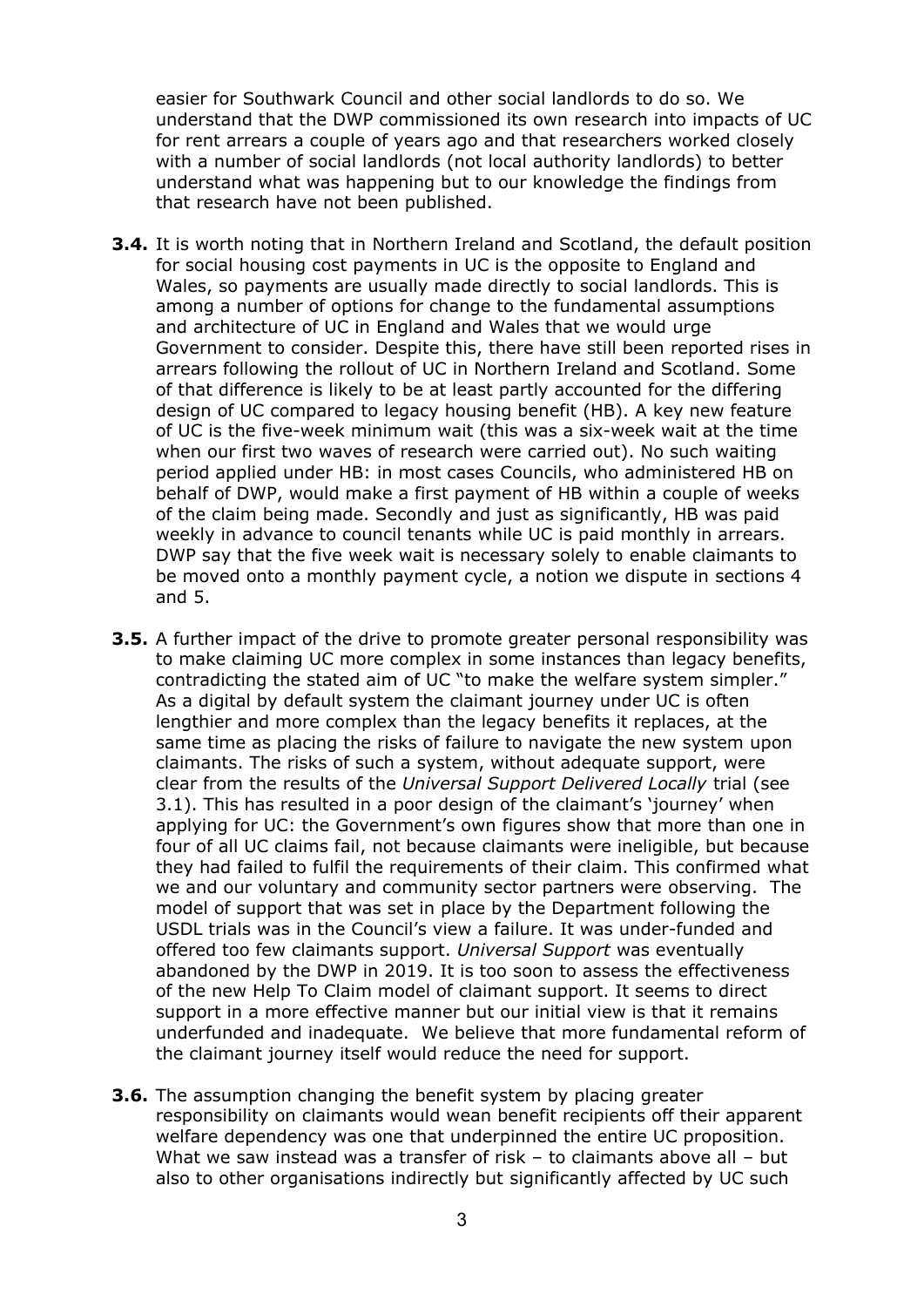easier for Southwark Council and other social landlords to do so. We understand that the DWP commissioned its own research into impacts of UC for rent arrears a couple of years ago and that researchers worked closely with a number of social landlords (not local authority landlords) to better understand what was happening but to our knowledge the findings from that research have not been published.

**3.4.** It is worth noting that in Northern Ireland and Scotland, the default position for social housing cost payments in UC is the opposite to England and Wales, so payments are usually made directly to social landlords. This is among a number of options for change to the fundamental assumptions and architecture of UC in England and Wales that we would urge Government to consider. Despite this, there have still been reported rises in arrears following the rollout of UC in Northern Ireland and Scotland. Some of that difference is likely to be at least partly accounted for the differing design of UC compared to legacy housing benefit (HB). A key new feature of UC is the five-week minimum wait (this was a six-week wait at the time when our first two waves of research were carried out). No such waiting period applied under HB: in most cases Councils, who administered HB on behalf of DWP, would make a first payment of HB within a couple of weeks of the claim being made. Secondly and just as significantly, HB was paid weekly in advance to council tenants while UC is paid monthly in arrears. DWP say that the five week wait is necessary solely to enable claimants to be moved onto a monthly payment cycle, a notion we dispute in sections 4 and 5.

**3.5.** A further impact of the drive to promote greater personal responsibility was to make claiming UC more complex in some instances than legacy benefits, contradicting the stated aim of UC "to make the welfare system simpler." As a digital by default system the claimant journey under UC is often lengthier and more complex than the legacy benefits it replaces, at the same time as placing the risks of failure to navigate the new system upon claimants. The risks of such a system, without adequate support, were clear from the results of the *Universal Support Delivered Locally* trial (see 3.1). This has resulted in a poor design of the claimant's 'journey' when applying for UC: the Government's own figures show that more than one in four of all UC claims fail, not because claimants were ineligible, but because they had failed to fulfil the requirements of their claim. This confirmed what we and our voluntary and community sector partners were observing. The model of support that was set in place by the Department following the USDL trials was in the Council's view a failure. It was under-funded and offered too few claimants support. *Universal Support* was eventually abandoned by the DWP in 2019. It is too soon to assess the effectiveness of the new Help To Claim model of claimant support. It seems to direct support in a more effective manner but our initial view is that it remains underfunded and inadequate. We believe that more fundamental reform of the claimant journey itself would reduce the need for support.

**3.6.** The assumption changing the benefit system by placing greater responsibility on claimants would wean benefit recipients off their apparent welfare dependency was one that underpinned the entire UC proposition. What we saw instead was a transfer of risk – to claimants above all – but also to other organisations indirectly but significantly affected by UC such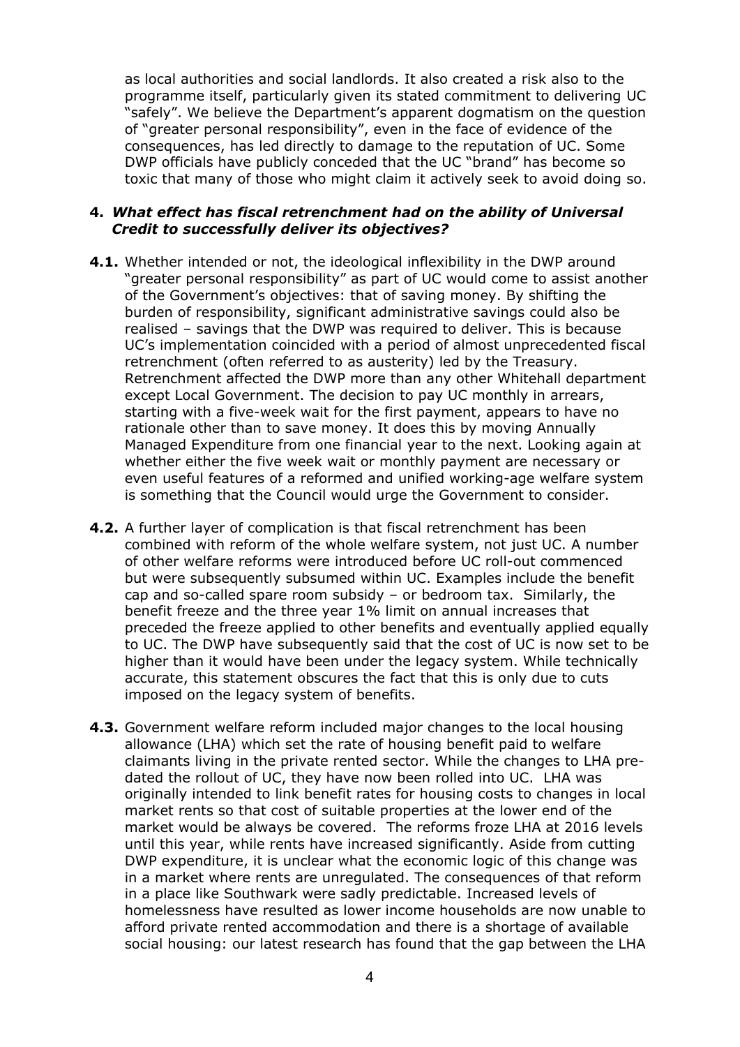as local authorities and social landlords. It also created a risk also to the programme itself, particularly given its stated commitment to delivering UC "safely". We believe the Department's apparent dogmatism on the question of "greater personal responsibility", even in the face of evidence of the consequences, has led directly to damage to the reputation of UC. Some DWP officials have publicly conceded that the UC "brand" has become so toxic that many of those who might claim it actively seek to avoid doing so.

**4. *What effect has fiscal retrenchment had on the ability of Universal Credit to successfully deliver its objectives?***

**4.1.** Whether intended or not, the ideological inflexibility in the DWP around "greater personal responsibility" as part of UC would come to assist another of the Government's objectives: that of saving money. By shifting the burden of responsibility, significant administrative savings could also be realised – savings that the DWP was required to deliver. This is because UC's implementation coincided with a period of almost unprecedented fiscal retrenchment (often referred to as austerity) led by the Treasury. Retrenchment affected the DWP more than any other Whitehall department except Local Government. The decision to pay UC monthly in arrears, starting with a five-week wait for the first payment, appears to have no rationale other than to save money. It does this by moving Annually Managed Expenditure from one financial year to the next. Looking again at whether either the five week wait or monthly payment are necessary or even useful features of a reformed and unified working-age welfare system is something that the Council would urge the Government to consider.

**4.2.** A further layer of complication is that fiscal retrenchment has been combined with reform of the whole welfare system, not just UC. A number of other welfare reforms were introduced before UC roll-out commenced but were subsequently subsumed within UC. Examples include the benefit cap and so-called spare room subsidy – or bedroom tax. Similarly, the benefit freeze and the three year 1% limit on annual increases that preceded the freeze applied to other benefits and eventually applied equally to UC. The DWP have subsequently said that the cost of UC is now set to be higher than it would have been under the legacy system. While technically accurate, this statement obscures the fact that this is only due to cuts imposed on the legacy system of benefits.

**4.3.** Government welfare reform included major changes to the local housing allowance (LHA) which set the rate of housing benefit paid to welfare claimants living in the private rented sector. While the changes to LHA pre-dated the rollout of UC, they have now been rolled into UC. LHA was originally intended to link benefit rates for housing costs to changes in local market rents so that cost of suitable properties at the lower end of the market would be always be covered. The reforms froze LHA at 2016 levels until this year, while rents have increased significantly. Aside from cutting DWP expenditure, it is unclear what the economic logic of this change was in a market where rents are unregulated. The consequences of that reform in a place like Southwark were sadly predictable. Increased levels of homelessness have resulted as lower income households are now unable to afford private rented accommodation and there is a shortage of available social housing: our latest research has found that the gap between the LHA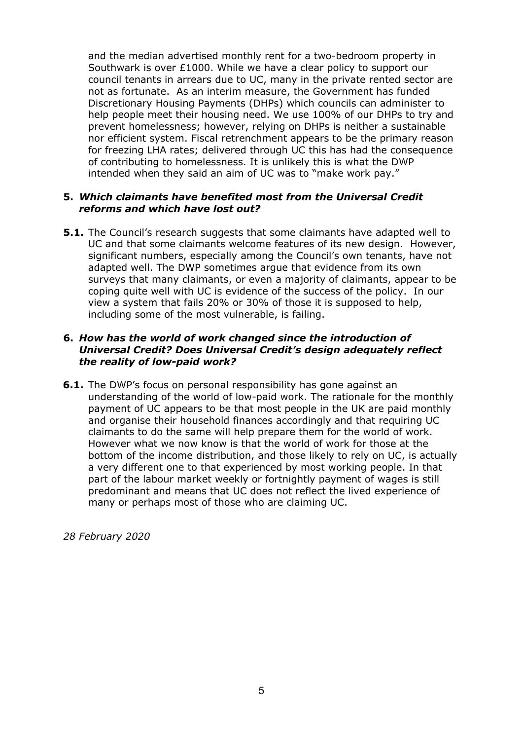and the median advertised monthly rent for a two-bedroom property in Southwark is over £1000. While we have a clear policy to support our council tenants in arrears due to UC, many in the private rented sector are not as fortunate. As an interim measure, the Government has funded Discretionary Housing Payments (DHPs) which councils can administer to help people meet their housing need. We use 100% of our DHPs to try and prevent homelessness; however, relying on DHPs is neither a sustainable nor efficient system. Fiscal retrenchment appears to be the primary reason for freezing LHA rates; delivered through UC this has had the consequence of contributing to homelessness. It is unlikely this is what the DWP intended when they said an aim of UC was to "make work pay."

**5. *Which claimants have benefited most from the Universal Credit reforms and which have lost out?***

**5.1.** The Council's research suggests that some claimants have adapted well to UC and that some claimants welcome features of its new design. However, significant numbers, especially among the Council's own tenants, have not adapted well. The DWP sometimes argue that evidence from its own surveys that many claimants, or even a majority of claimants, appear to be coping quite well with UC is evidence of the success of the policy. In our view a system that fails 20% or 30% of those it is supposed to help, including some of the most vulnerable, is failing.

**6. *How has the world of work changed since the introduction of Universal Credit? Does Universal Credit's design adequately reflect the reality of low-paid work?***

**6.1.** The DWP's focus on personal responsibility has gone against an understanding of the world of low-paid work. The rationale for the monthly payment of UC appears to be that most people in the UK are paid monthly and organise their household finances accordingly and that requiring UC claimants to do the same will help prepare them for the world of work. However what we now know is that the world of work for those at the bottom of the income distribution, and those likely to rely on UC, is actually a very different one to that experienced by most working people. In that part of the labour market weekly or fortnightly payment of wages is still predominant and means that UC does not reflect the lived experience of many or perhaps most of those who are claiming UC.

*28 February 2020*